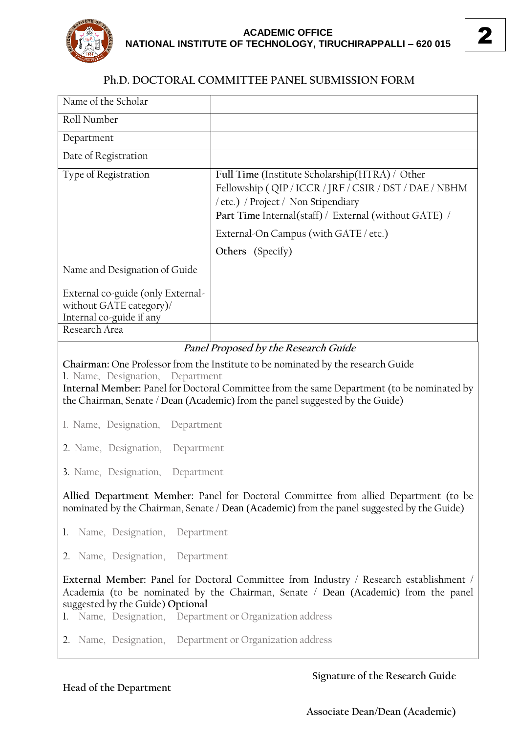**ACADEMIC OFFICE**
**NATIONAL INSTITUTE OF TECHNOLOGY, TIRUCHIRAPPALLI – 620 015**

**2**

## Ph.D. DOCTORAL COMMITTEE PANEL SUBMISSION FORM

| Name of the Scholar | |
|---|---|
| Roll Number | |
| Department | |
| Date of Registration | |
| Type of Registration | **Full Time** (Institute Scholarship(HTRA) / Other Fellowship ( QIP / ICCR / JRF / CSIR / DST / DAE / NBHM / etc.) / Project / Non Stipendiary<br>**Part Time** Internal(staff) / External (without GATE) /<br>External-On Campus (with GATE / etc.)<br>**Others** (Specify) |
| Name and Designation of Guide<br><br>External co-guide (only External-without GATE category)/ Internal co-guide if any | |
| Research Area | |

*Panel Proposed by the Research Guide*

**Chairman:** One Professor from the Institute to be nominated by the research Guide

1. Name, Designation, Department

**Internal Member:** Panel for Doctoral Committee from the same Department (to be nominated by the Chairman, Senate / Dean (Academic) from the panel suggested by the Guide)

1. Name, Designation, Department
2. Name, Designation, Department
3. Name, Designation, Department

**Allied Department Member:** Panel for Doctoral Committee from allied Department (to be nominated by the Chairman, Senate / Dean (Academic) from the panel suggested by the Guide)

1. Name, Designation, Department
2. Name, Designation, Department

**External Member:** Panel for Doctoral Committee from Industry / Research establishment / Academia (to be nominated by the Chairman, Senate / Dean (Academic) from the panel suggested by the Guide) **Optional**

1. Name, Designation, Department or Organization address
2. Name, Designation, Department or Organization address

**Signature of the Research Guide**

**Head of the Department**

**Associate Dean/Dean (Academic)**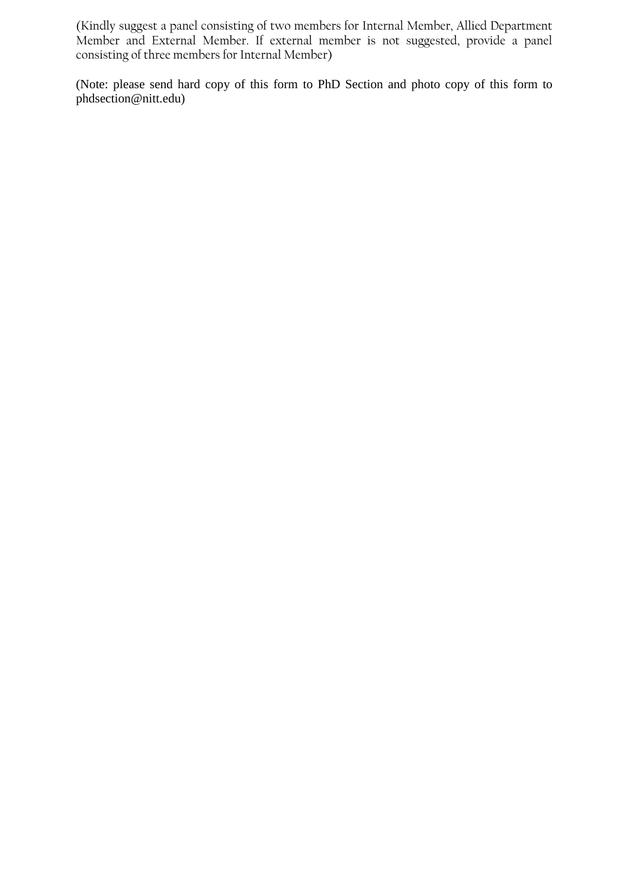(Kindly suggest a panel consisting of two members for Internal Member, Allied Department Member and External Member. If external member is not suggested, provide a panel consisting of three members for Internal Member)

(Note: please send hard copy of this form to PhD Section and photo copy of this form to phdsection@nitt.edu)